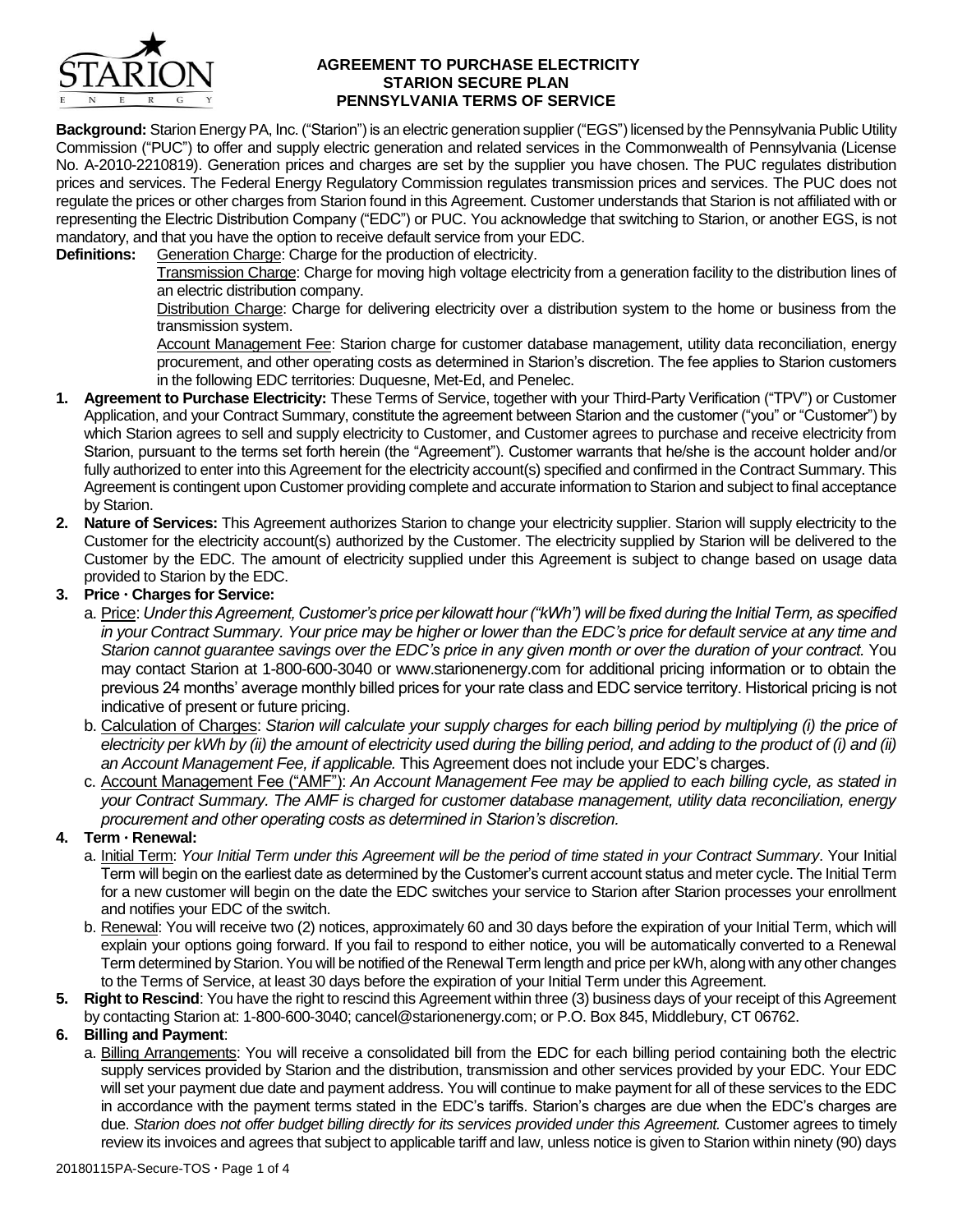# AGREEMENT TO PURCHASE ELECTRICITY
## STARION SECURE PLAN
## PENNSYLVANIA TERMS OF SERVICE

**Background:** Starion Energy PA, Inc. ("Starion") is an electric generation supplier ("EGS") licensed by the Pennsylvania Public Utility Commission ("PUC") to offer and supply electric generation and related services in the Commonwealth of Pennsylvania (License No. A-2010-2210819). Generation prices and charges are set by the supplier you have chosen. The PUC regulates distribution prices and services. The Federal Energy Regulatory Commission regulates transmission prices and services. The PUC does not regulate the prices or other charges from Starion found in this Agreement. Customer understands that Starion is not affiliated with or representing the Electric Distribution Company ("EDC") or PUC. You acknowledge that switching to Starion, or another EGS, is not mandatory, and that you have the option to receive default service from your EDC.

**Definitions:** Generation Charge: Charge for the production of electricity.

Transmission Charge: Charge for moving high voltage electricity from a generation facility to the distribution lines of an electric distribution company.

Distribution Charge: Charge for delivering electricity over a distribution system to the home or business from the transmission system.

Account Management Fee: Starion charge for customer database management, utility data reconciliation, energy procurement, and other operating costs as determined in Starion's discretion. The fee applies to Starion customers in the following EDC territories: Duquesne, Met-Ed, and Penelec.

1. **Agreement to Purchase Electricity:** These Terms of Service, together with your Third-Party Verification ("TPV") or Customer Application, and your Contract Summary, constitute the agreement between Starion and the customer ("you" or "Customer") by which Starion agrees to sell and supply electricity to Customer, and Customer agrees to purchase and receive electricity from Starion, pursuant to the terms set forth herein (the "Agreement"). Customer warrants that he/she is the account holder and/or fully authorized to enter into this Agreement for the electricity account(s) specified and confirmed in the Contract Summary. This Agreement is contingent upon Customer providing complete and accurate information to Starion and subject to final acceptance by Starion.

2. **Nature of Services:** This Agreement authorizes Starion to change your electricity supplier. Starion will supply electricity to the Customer for the electricity account(s) authorized by the Customer. The electricity supplied by Starion will be delivered to the Customer by the EDC. The amount of electricity supplied under this Agreement is subject to change based on usage data provided to Starion by the EDC.

3. **Price · Charges for Service:**

   a. Price: *Under this Agreement, Customer's price per kilowatt hour ("kWh") will be fixed during the Initial Term, as specified in your Contract Summary. Your price may be higher or lower than the EDC's price for default service at any time and Starion cannot guarantee savings over the EDC's price in any given month or over the duration of your contract.* You may contact Starion at 1-800-600-3040 or www.starionenergy.com for additional pricing information or to obtain the previous 24 months' average monthly billed prices for your rate class and EDC service territory. Historical pricing is not indicative of present or future pricing.

   b. Calculation of Charges: *Starion will calculate your supply charges for each billing period by multiplying (i) the price of electricity per kWh by (ii) the amount of electricity used during the billing period, and adding to the product of (i) and (ii) an Account Management Fee, if applicable.* This Agreement does not include your EDC's charges.

   c. Account Management Fee ("AMF"): *An Account Management Fee may be applied to each billing cycle, as stated in your Contract Summary. The AMF is charged for customer database management, utility data reconciliation, energy procurement and other operating costs as determined in Starion's discretion.*

4. **Term · Renewal:**

   a. Initial Term: *Your Initial Term under this Agreement will be the period of time stated in your Contract Summary*. Your Initial Term will begin on the earliest date as determined by the Customer's current account status and meter cycle. The Initial Term for a new customer will begin on the date the EDC switches your service to Starion after Starion processes your enrollment and notifies your EDC of the switch.

   b. Renewal: You will receive two (2) notices, approximately 60 and 30 days before the expiration of your Initial Term, which will explain your options going forward. If you fail to respond to either notice, you will be automatically converted to a Renewal Term determined by Starion. You will be notified of the Renewal Term length and price per kWh, along with any other changes to the Terms of Service, at least 30 days before the expiration of your Initial Term under this Agreement.

5. **Right to Rescind**: You have the right to rescind this Agreement within three (3) business days of your receipt of this Agreement by contacting Starion at: 1-800-600-3040; cancel@starionenergy.com; or P.O. Box 845, Middlebury, CT 06762.

6. **Billing and Payment**:

   a. Billing Arrangements: You will receive a consolidated bill from the EDC for each billing period containing both the electric supply services provided by Starion and the distribution, transmission and other services provided by your EDC. Your EDC will set your payment due date and payment address. You will continue to make payment for all of these services to the EDC in accordance with the payment terms stated in the EDC's tariffs. Starion's charges are due when the EDC's charges are due. *Starion does not offer budget billing directly for its services provided under this Agreement.* Customer agrees to timely review its invoices and agrees that subject to applicable tariff and law, unless notice is given to Starion within ninety (90) days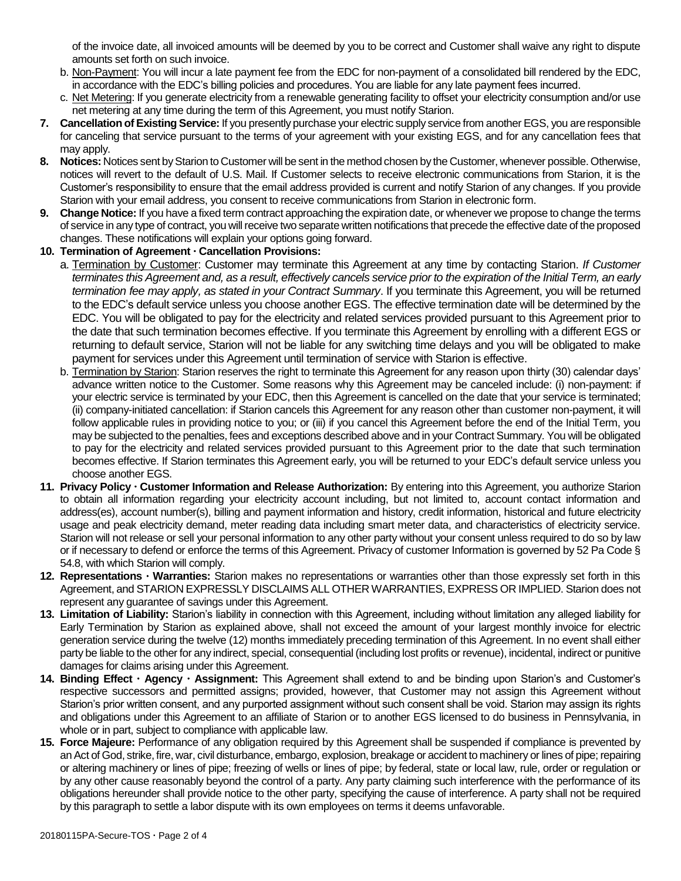of the invoice date, all invoiced amounts will be deemed by you to be correct and Customer shall waive any right to dispute amounts set forth on such invoice.

b. Non-Payment: You will incur a late payment fee from the EDC for non-payment of a consolidated bill rendered by the EDC, in accordance with the EDC's billing policies and procedures. You are liable for any late payment fees incurred.

c. Net Metering: If you generate electricity from a renewable generating facility to offset your electricity consumption and/or use net metering at any time during the term of this Agreement, you must notify Starion.

**7. Cancellation of Existing Service:** If you presently purchase your electric supply service from another EGS, you are responsible for canceling that service pursuant to the terms of your agreement with your existing EGS, and for any cancellation fees that may apply.

**8. Notices:** Notices sent by Starion to Customer will be sent in the method chosen by the Customer, whenever possible. Otherwise, notices will revert to the default of U.S. Mail. If Customer selects to receive electronic communications from Starion, it is the Customer's responsibility to ensure that the email address provided is current and notify Starion of any changes. If you provide Starion with your email address, you consent to receive communications from Starion in electronic form.

**9. Change Notice:** If you have a fixed term contract approaching the expiration date, or whenever we propose to change the terms of service in any type of contract, you will receive two separate written notifications that precede the effective date of the proposed changes. These notifications will explain your options going forward.

**10. Termination of Agreement · Cancellation Provisions:**

a. Termination by Customer: Customer may terminate this Agreement at any time by contacting Starion. *If Customer terminates this Agreement and, as a result, effectively cancels service prior to the expiration of the Initial Term, an early termination fee may apply, as stated in your Contract Summary*. If you terminate this Agreement, you will be returned to the EDC's default service unless you choose another EGS. The effective termination date will be determined by the EDC. You will be obligated to pay for the electricity and related services provided pursuant to this Agreement prior to the date that such termination becomes effective. If you terminate this Agreement by enrolling with a different EGS or returning to default service, Starion will not be liable for any switching time delays and you will be obligated to make payment for services under this Agreement until termination of service with Starion is effective.

b. Termination by Starion: Starion reserves the right to terminate this Agreement for any reason upon thirty (30) calendar days' advance written notice to the Customer. Some reasons why this Agreement may be canceled include: (i) non-payment: if your electric service is terminated by your EDC, then this Agreement is cancelled on the date that your service is terminated; (ii) company-initiated cancellation: if Starion cancels this Agreement for any reason other than customer non-payment, it will follow applicable rules in providing notice to you; or (iii) if you cancel this Agreement before the end of the Initial Term, you may be subjected to the penalties, fees and exceptions described above and in your Contract Summary. You will be obligated to pay for the electricity and related services provided pursuant to this Agreement prior to the date that such termination becomes effective. If Starion terminates this Agreement early, you will be returned to your EDC's default service unless you choose another EGS.

**11. Privacy Policy · Customer Information and Release Authorization:** By entering into this Agreement, you authorize Starion to obtain all information regarding your electricity account including, but not limited to, account contact information and address(es), account number(s), billing and payment information and history, credit information, historical and future electricity usage and peak electricity demand, meter reading data including smart meter data, and characteristics of electricity service. Starion will not release or sell your personal information to any other party without your consent unless required to do so by law or if necessary to defend or enforce the terms of this Agreement. Privacy of customer Information is governed by 52 Pa Code § 54.8, with which Starion will comply.

**12. Representations · Warranties:** Starion makes no representations or warranties other than those expressly set forth in this Agreement, and STARION EXPRESSLY DISCLAIMS ALL OTHER WARRANTIES, EXPRESS OR IMPLIED. Starion does not represent any guarantee of savings under this Agreement.

**13. Limitation of Liability:** Starion's liability in connection with this Agreement, including without limitation any alleged liability for Early Termination by Starion as explained above, shall not exceed the amount of your largest monthly invoice for electric generation service during the twelve (12) months immediately preceding termination of this Agreement. In no event shall either party be liable to the other for any indirect, special, consequential (including lost profits or revenue), incidental, indirect or punitive damages for claims arising under this Agreement.

**14. Binding Effect · Agency · Assignment:** This Agreement shall extend to and be binding upon Starion's and Customer's respective successors and permitted assigns; provided, however, that Customer may not assign this Agreement without Starion's prior written consent, and any purported assignment without such consent shall be void. Starion may assign its rights and obligations under this Agreement to an affiliate of Starion or to another EGS licensed to do business in Pennsylvania, in whole or in part, subject to compliance with applicable law.

**15. Force Majeure:** Performance of any obligation required by this Agreement shall be suspended if compliance is prevented by an Act of God, strike, fire, war, civil disturbance, embargo, explosion, breakage or accident to machinery or lines of pipe; repairing or altering machinery or lines of pipe; freezing of wells or lines of pipe; by federal, state or local law, rule, order or regulation or by any other cause reasonably beyond the control of a party. Any party claiming such interference with the performance of its obligations hereunder shall provide notice to the other party, specifying the cause of interference. A party shall not be required by this paragraph to settle a labor dispute with its own employees on terms it deems unfavorable.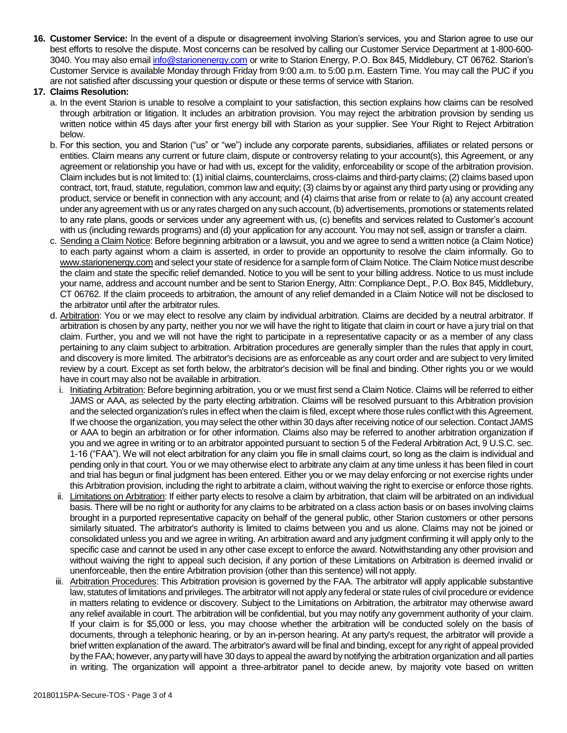**16. Customer Service:** In the event of a dispute or disagreement involving Starion's services, you and Starion agree to use our best efforts to resolve the dispute. Most concerns can be resolved by calling our Customer Service Department at 1-800-600-3040. You may also email info@starionenergy.com or write to Starion Energy, P.O. Box 845, Middlebury, CT 06762. Starion's Customer Service is available Monday through Friday from 9:00 a.m. to 5:00 p.m. Eastern Time. You may call the PUC if you are not satisfied after discussing your question or dispute or these terms of service with Starion.

**17. Claims Resolution:**

a. In the event Starion is unable to resolve a complaint to your satisfaction, this section explains how claims can be resolved through arbitration or litigation. It includes an arbitration provision. You may reject the arbitration provision by sending us written notice within 45 days after your first energy bill with Starion as your supplier. See Your Right to Reject Arbitration below.

b. For this section, you and Starion ("us" or "we") include any corporate parents, subsidiaries, affiliates or related persons or entities. Claim means any current or future claim, dispute or controversy relating to your account(s), this Agreement, or any agreement or relationship you have or had with us, except for the validity, enforceability or scope of the arbitration provision. Claim includes but is not limited to: (1) initial claims, counterclaims, cross-claims and third-party claims; (2) claims based upon contract, tort, fraud, statute, regulation, common law and equity; (3) claims by or against any third party using or providing any product, service or benefit in connection with any account; and (4) claims that arise from or relate to (a) any account created under any agreement with us or any rates charged on any such account, (b) advertisements, promotions or statements related to any rate plans, goods or services under any agreement with us, (c) benefits and services related to Customer's account with us (including rewards programs) and (d) your application for any account. You may not sell, assign or transfer a claim.

c. Sending a Claim Notice: Before beginning arbitration or a lawsuit, you and we agree to send a written notice (a Claim Notice) to each party against whom a claim is asserted, in order to provide an opportunity to resolve the claim informally. Go to www.starionenergy.com and select your state of residence for a sample form of Claim Notice. The Claim Notice must describe the claim and state the specific relief demanded. Notice to you will be sent to your billing address. Notice to us must include your name, address and account number and be sent to Starion Energy, Attn: Compliance Dept., P.O. Box 845, Middlebury, CT 06762. If the claim proceeds to arbitration, the amount of any relief demanded in a Claim Notice will not be disclosed to the arbitrator until after the arbitrator rules.

d. Arbitration: You or we may elect to resolve any claim by individual arbitration. Claims are decided by a neutral arbitrator. If arbitration is chosen by any party, neither you nor we will have the right to litigate that claim in court or have a jury trial on that claim. Further, you and we will not have the right to participate in a representative capacity or as a member of any class pertaining to any claim subject to arbitration. Arbitration procedures are generally simpler than the rules that apply in court, and discovery is more limited. The arbitrator's decisions are as enforceable as any court order and are subject to very limited review by a court. Except as set forth below, the arbitrator's decision will be final and binding. Other rights you or we would have in court may also not be available in arbitration.

i. Initiating Arbitration: Before beginning arbitration, you or we must first send a Claim Notice. Claims will be referred to either JAMS or AAA, as selected by the party electing arbitration. Claims will be resolved pursuant to this Arbitration provision and the selected organization's rules in effect when the claim is filed, except where those rules conflict with this Agreement. If we choose the organization, you may select the other within 30 days after receiving notice of our selection. Contact JAMS or AAA to begin an arbitration or for other information. Claims also may be referred to another arbitration organization if you and we agree in writing or to an arbitrator appointed pursuant to section 5 of the Federal Arbitration Act, 9 U.S.C. sec. 1-16 ("FAA"). We will not elect arbitration for any claim you file in small claims court, so long as the claim is individual and pending only in that court. You or we may otherwise elect to arbitrate any claim at any time unless it has been filed in court and trial has begun or final judgment has been entered. Either you or we may delay enforcing or not exercise rights under this Arbitration provision, including the right to arbitrate a claim, without waiving the right to exercise or enforce those rights.

ii. Limitations on Arbitration: If either party elects to resolve a claim by arbitration, that claim will be arbitrated on an individual basis. There will be no right or authority for any claims to be arbitrated on a class action basis or on bases involving claims brought in a purported representative capacity on behalf of the general public, other Starion customers or other persons similarly situated. The arbitrator's authority is limited to claims between you and us alone. Claims may not be joined or consolidated unless you and we agree in writing. An arbitration award and any judgment confirming it will apply only to the specific case and cannot be used in any other case except to enforce the award. Notwithstanding any other provision and without waiving the right to appeal such decision, if any portion of these Limitations on Arbitration is deemed invalid or unenforceable, then the entire Arbitration provision (other than this sentence) will not apply.

iii. Arbitration Procedures: This Arbitration provision is governed by the FAA. The arbitrator will apply applicable substantive law, statutes of limitations and privileges. The arbitrator will not apply any federal or state rules of civil procedure or evidence in matters relating to evidence or discovery. Subject to the Limitations on Arbitration, the arbitrator may otherwise award any relief available in court. The arbitration will be confidential, but you may notify any government authority of your claim. If your claim is for $5,000 or less, you may choose whether the arbitration will be conducted solely on the basis of documents, through a telephonic hearing, or by an in-person hearing. At any party's request, the arbitrator will provide a brief written explanation of the award. The arbitrator's award will be final and binding, except for any right of appeal provided by the FAA; however, any party will have 30 days to appeal the award by notifying the arbitration organization and all parties in writing. The organization will appoint a three-arbitrator panel to decide anew, by majority vote based on written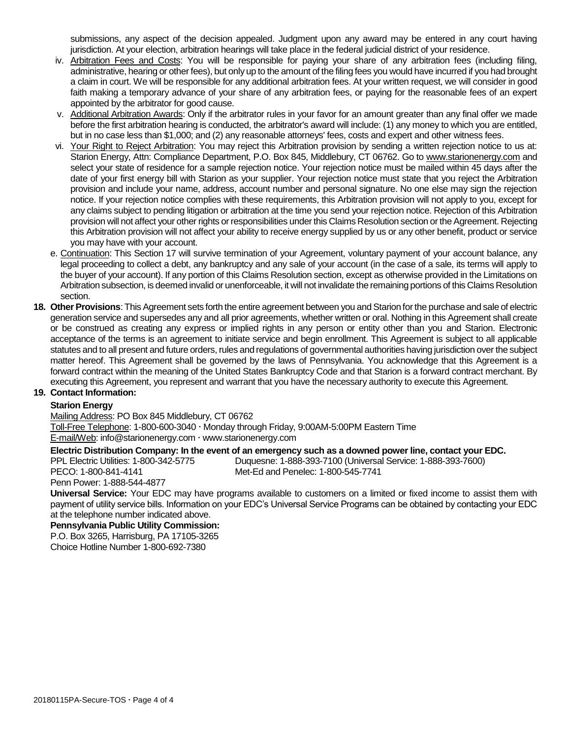submissions, any aspect of the decision appealed. Judgment upon any award may be entered in any court having jurisdiction. At your election, arbitration hearings will take place in the federal judicial district of your residence.

iv. Arbitration Fees and Costs: You will be responsible for paying your share of any arbitration fees (including filing, administrative, hearing or other fees), but only up to the amount of the filing fees you would have incurred if you had brought a claim in court. We will be responsible for any additional arbitration fees. At your written request, we will consider in good faith making a temporary advance of your share of any arbitration fees, or paying for the reasonable fees of an expert appointed by the arbitrator for good cause.

v. Additional Arbitration Awards: Only if the arbitrator rules in your favor for an amount greater than any final offer we made before the first arbitration hearing is conducted, the arbitrator's award will include: (1) any money to which you are entitled, but in no case less than $1,000; and (2) any reasonable attorneys' fees, costs and expert and other witness fees.

vi. Your Right to Reject Arbitration: You may reject this Arbitration provision by sending a written rejection notice to us at: Starion Energy, Attn: Compliance Department, P.O. Box 845, Middlebury, CT 06762. Go to www.starionenergy.com and select your state of residence for a sample rejection notice. Your rejection notice must be mailed within 45 days after the date of your first energy bill with Starion as your supplier. Your rejection notice must state that you reject the Arbitration provision and include your name, address, account number and personal signature. No one else may sign the rejection notice. If your rejection notice complies with these requirements, this Arbitration provision will not apply to you, except for any claims subject to pending litigation or arbitration at the time you send your rejection notice. Rejection of this Arbitration provision will not affect your other rights or responsibilities under this Claims Resolution section or the Agreement. Rejecting this Arbitration provision will not affect your ability to receive energy supplied by us or any other benefit, product or service you may have with your account.

e. Continuation: This Section 17 will survive termination of your Agreement, voluntary payment of your account balance, any legal proceeding to collect a debt, any bankruptcy and any sale of your account (in the case of a sale, its terms will apply to the buyer of your account). If any portion of this Claims Resolution section, except as otherwise provided in the Limitations on Arbitration subsection, is deemed invalid or unenforceable, it will not invalidate the remaining portions of this Claims Resolution section.

**18. Other Provisions**: This Agreement sets forth the entire agreement between you and Starion for the purchase and sale of electric generation service and supersedes any and all prior agreements, whether written or oral. Nothing in this Agreement shall create or be construed as creating any express or implied rights in any person or entity other than you and Starion. Electronic acceptance of the terms is an agreement to initiate service and begin enrollment. This Agreement is subject to all applicable statutes and to all present and future orders, rules and regulations of governmental authorities having jurisdiction over the subject matter hereof. This Agreement shall be governed by the laws of Pennsylvania. You acknowledge that this Agreement is a forward contract within the meaning of the United States Bankruptcy Code and that Starion is a forward contract merchant. By executing this Agreement, you represent and warrant that you have the necessary authority to execute this Agreement.

**19. Contact Information:**

**Starion Energy**

Mailing Address: PO Box 845 Middlebury, CT 06762

Toll-Free Telephone: 1-800-600-3040 · Monday through Friday, 9:00AM-5:00PM Eastern Time

E-mail/Web: info@starionenergy.com · www.starionenergy.com

**Electric Distribution Company: In the event of an emergency such as a downed power line, contact your EDC.**

PPL Electric Utilities: 1-800-342-5775

Duquesne: 1-888-393-7100 (Universal Service: 1-888-393-7600)

PECO: 1-800-841-4141

Met-Ed and Penelec: 1-800-545-7741

Penn Power: 1-888-544-4877

**Universal Service:** Your EDC may have programs available to customers on a limited or fixed income to assist them with payment of utility service bills. Information on your EDC's Universal Service Programs can be obtained by contacting your EDC at the telephone number indicated above.

**Pennsylvania Public Utility Commission:**

P.O. Box 3265, Harrisburg, PA 17105-3265

Choice Hotline Number 1-800-692-7380